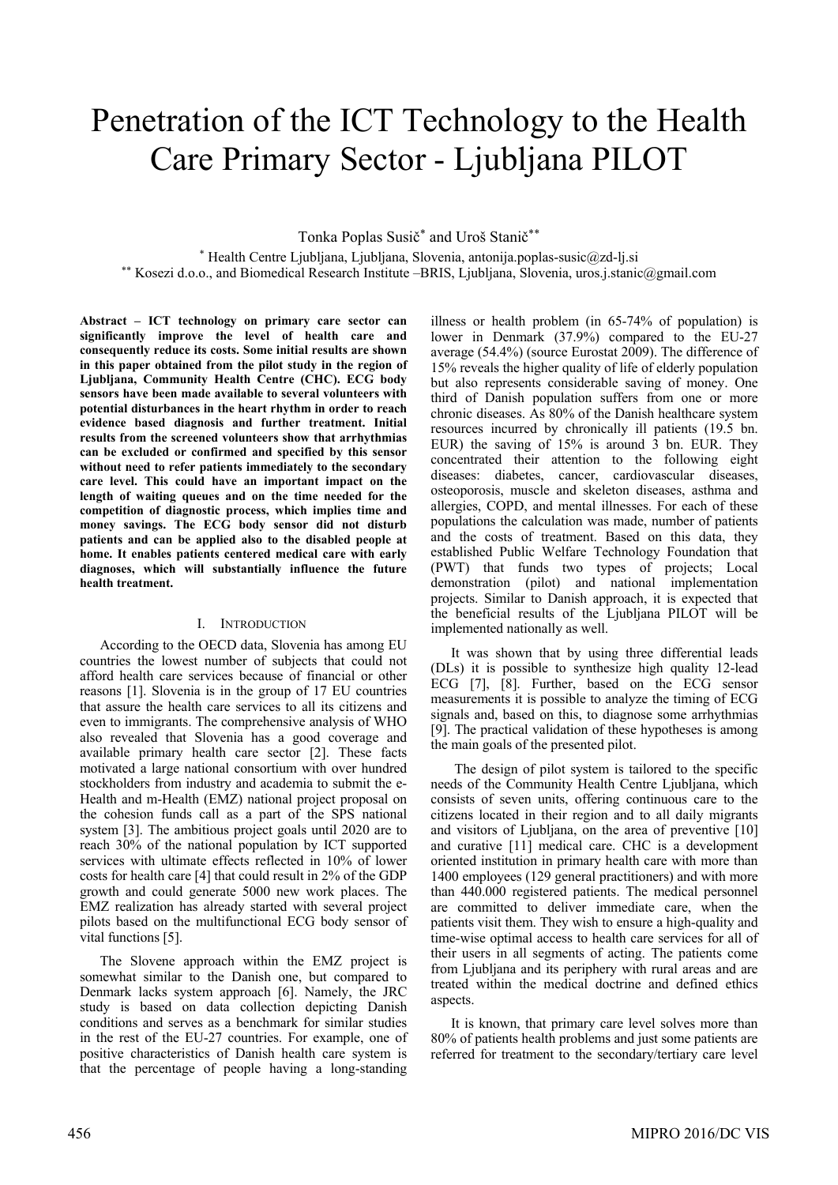# Penetration of the ICT Technology to the Health Care Primary Sector - Ljubljana PILOT

Tonka Poplas Susič[*] and Uroš Stanič[**]

[*] Health Centre Ljubljana, Ljubljana, Slovenia, antonija.poplas-susic@zd-lj.si
[**] Kosezi d.o.o., and Biomedical Research Institute –BRIS, Ljubljana, Slovenia, uros.j.stanic@gmail.com

**Abstract – ICT technology on primary care sector can significantly improve the level of health care and consequently reduce its costs. Some initial results are shown in this paper obtained from the pilot study in the region of Ljubljana, Community Health Centre (CHC). ECG body sensors have been made available to several volunteers with potential disturbances in the heart rhythm in order to reach evidence based diagnosis and further treatment. Initial results from the screened volunteers show that arrhythmias can be excluded or confirmed and specified by this sensor without need to refer patients immediately to the secondary care level. This could have an important impact on the length of waiting queues and on the time needed for the competition of diagnostic process, which implies time and money savings. The ECG body sensor did not disturb patients and can be applied also to the disabled people at home. It enables patients centered medical care with early diagnoses, which will substantially influence the future health treatment.**

## I. Introduction

According to the OECD data, Slovenia has among EU countries the lowest number of subjects that could not afford health care services because of financial or other reasons [1]. Slovenia is in the group of 17 EU countries that assure the health care services to all its citizens and even to immigrants. The comprehensive analysis of WHO also revealed that Slovenia has a good coverage and available primary health care sector [2]. These facts motivated a large national consortium with over hundred stockholders from industry and academia to submit the e-Health and m-Health (EMZ) national project proposal on the cohesion funds call as a part of the SPS national system [3]. The ambitious project goals until 2020 are to reach 30% of the national population by ICT supported services with ultimate effects reflected in 10% of lower costs for health care [4] that could result in 2% of the GDP growth and could generate 5000 new work places. The EMZ realization has already started with several project pilots based on the multifunctional ECG body sensor of vital functions [5].

The Slovene approach within the EMZ project is somewhat similar to the Danish one, but compared to Denmark lacks system approach [6]. Namely, the JRC study is based on data collection depicting Danish conditions and serves as a benchmark for similar studies in the rest of the EU-27 countries. For example, one of positive characteristics of Danish health care system is that the percentage of people having a long-standing illness or health problem (in 65-74% of population) is lower in Denmark (37.9%) compared to the EU-27 average (54.4%) (source Eurostat 2009). The difference of 15% reveals the higher quality of life of elderly population but also represents considerable saving of money. One third of Danish population suffers from one or more chronic diseases. As 80% of the Danish healthcare system resources incurred by chronically ill patients (19.5 bn. EUR) the saving of 15% is around 3 bn. EUR. They concentrated their attention to the following eight diseases: diabetes, cancer, cardiovascular diseases, osteoporosis, muscle and skeleton diseases, asthma and allergies, COPD, and mental illnesses. For each of these populations the calculation was made, number of patients and the costs of treatment. Based on this data, they established Public Welfare Technology Foundation that (PWT) that funds two types of projects; Local demonstration (pilot) and national implementation projects. Similar to Danish approach, it is expected that the beneficial results of the Ljubljana PILOT will be implemented nationally as well.

It was shown that by using three differential leads (DLs) it is possible to synthesize high quality 12-lead ECG [7], [8]. Further, based on the ECG sensor measurements it is possible to analyze the timing of ECG signals and, based on this, to diagnose some arrhythmias [9]. The practical validation of these hypotheses is among the main goals of the presented pilot.

The design of pilot system is tailored to the specific needs of the Community Health Centre Ljubljana, which consists of seven units, offering continuous care to the citizens located in their region and to all daily migrants and visitors of Ljubljana, on the area of preventive [10] and curative [11] medical care. CHC is a development oriented institution in primary health care with more than 1400 employees (129 general practitioners) and with more than 440.000 registered patients. The medical personnel are committed to deliver immediate care, when the patients visit them. They wish to ensure a high-quality and time-wise optimal access to health care services for all of their users in all segments of acting. The patients come from Ljubljana and its periphery with rural areas and are treated within the medical doctrine and defined ethics aspects.

It is known, that primary care level solves more than 80% of patients health problems and just some patients are referred for treatment to the secondary/tertiary care level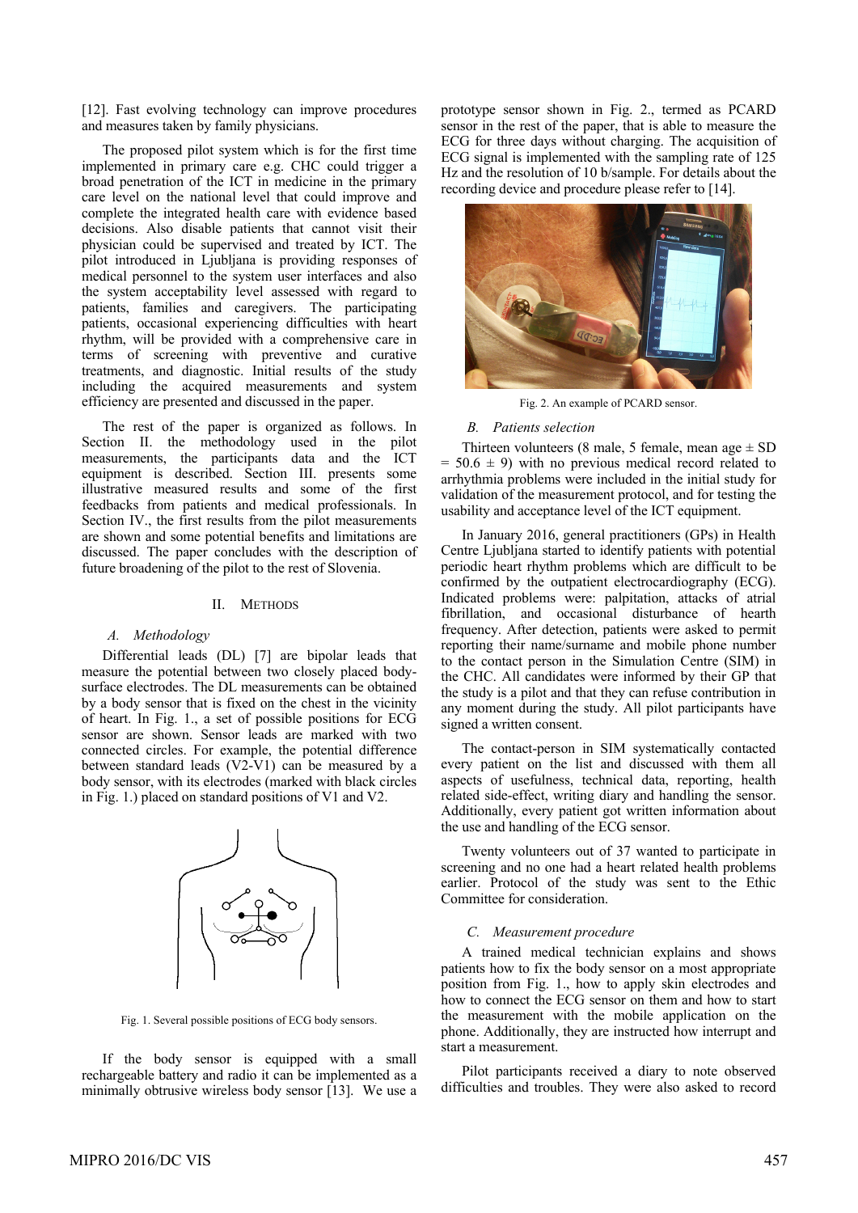[12]. Fast evolving technology can improve procedures and measures taken by family physicians.

The proposed pilot system which is for the first time implemented in primary care e.g. CHC could trigger a broad penetration of the ICT in medicine in the primary care level on the national level that could improve and complete the integrated health care with evidence based decisions. Also disable patients that cannot visit their physician could be supervised and treated by ICT. The pilot introduced in Ljubljana is providing responses of medical personnel to the system user interfaces and also the system acceptability level assessed with regard to patients, families and caregivers. The participating patients, occasional experiencing difficulties with heart rhythm, will be provided with a comprehensive care in terms of screening with preventive and curative treatments, and diagnostic. Initial results of the study including the acquired measurements and system efficiency are presented and discussed in the paper.

The rest of the paper is organized as follows. In Section II. the methodology used in the pilot measurements, the participants data and the ICT equipment is described. Section III. presents some illustrative measured results and some of the first feedbacks from patients and medical professionals. In Section IV., the first results from the pilot measurements are shown and some potential benefits and limitations are discussed. The paper concludes with the description of future broadening of the pilot to the rest of Slovenia.

## II. Methods

### *A. Methodology*

Differential leads (DL) [7] are bipolar leads that measure the potential between two closely placed body-surface electrodes. The DL measurements can be obtained by a body sensor that is fixed on the chest in the vicinity of heart. In Fig. 1., a set of possible positions for ECG sensor are shown. Sensor leads are marked with two connected circles. For example, the potential difference between standard leads (V2-V1) can be measured by a body sensor, with its electrodes (marked with black circles in Fig. 1.) placed on standard positions of V1 and V2.

Fig. 1. Several possible positions of ECG body sensors.

If the body sensor is equipped with a small rechargeable battery and radio it can be implemented as a minimally obtrusive wireless body sensor [13]. We use a prototype sensor shown in Fig. 2., termed as PCARD sensor in the rest of the paper, that is able to measure the ECG for three days without charging. The acquisition of ECG signal is implemented with the sampling rate of 125 Hz and the resolution of 10 b/sample. For details about the recording device and procedure please refer to [14].

Fig. 2. An example of PCARD sensor.

### *B. Patients selection*

Thirteen volunteers (8 male, 5 female, mean age ± SD = 50.6 ± 9) with no previous medical record related to arrhythmia problems were included in the initial study for validation of the measurement protocol, and for testing the usability and acceptance level of the ICT equipment.

In January 2016, general practitioners (GPs) in Health Centre Ljubljana started to identify patients with potential periodic heart rhythm problems which are difficult to be confirmed by the outpatient electrocardiography (ECG). Indicated problems were: palpitation, attacks of atrial fibrillation, and occasional disturbance of hearth frequency. After detection, patients were asked to permit reporting their name/surname and mobile phone number to the contact person in the Simulation Centre (SIM) in the CHC. All candidates were informed by their GP that the study is a pilot and that they can refuse contribution in any moment during the study. All pilot participants have signed a written consent.

The contact-person in SIM systematically contacted every patient on the list and discussed with them all aspects of usefulness, technical data, reporting, health related side-effect, writing diary and handling the sensor. Additionally, every patient got written information about the use and handling of the ECG sensor.

Twenty volunteers out of 37 wanted to participate in screening and no one had a heart related health problems earlier. Protocol of the study was sent to the Ethic Committee for consideration.

### *C. Measurement procedure*

A trained medical technician explains and shows patients how to fix the body sensor on a most appropriate position from Fig. 1., how to apply skin electrodes and how to connect the ECG sensor on them and how to start the measurement with the mobile application on the phone. Additionally, they are instructed how interrupt and start a measurement.

Pilot participants received a diary to note observed difficulties and troubles. They were also asked to record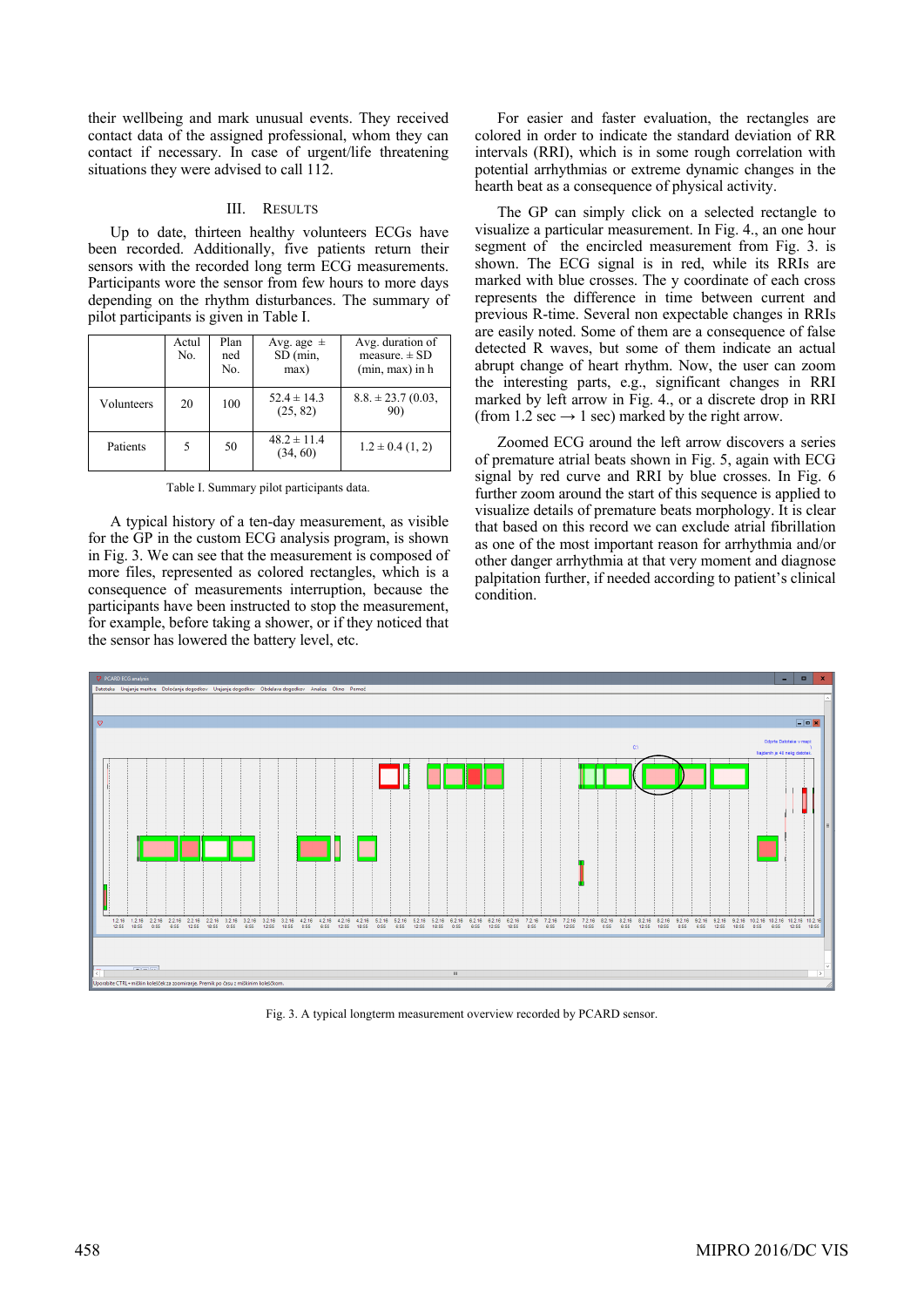their wellbeing and mark unusual events. They received contact data of the assigned professional, whom they can contact if necessary. In case of urgent/life threatening situations they were advised to call 112.

## III. RESULTS

Up to date, thirteen healthy volunteers ECGs have been recorded. Additionally, five patients return their sensors with the recorded long term ECG measurements. Participants wore the sensor from few hours to more days depending on the rhythm disturbances. The summary of pilot participants is given in Table I.

| | Actul No. | Planned No. | Avg. age ± SD (min, max) | Avg. duration of measure. ± SD (min, max) in h |
|---|---|---|---|---|
| Volunteers | 20 | 100 | 52.4 ± 14.3 (25, 82) | 8.8. ± 23.7 (0.03, 90) |
| Patients | 5 | 50 | 48.2 ± 11.4 (34, 60) | 1.2 ± 0.4 (1, 2) |

Table I. Summary pilot participants data.

A typical history of a ten-day measurement, as visible for the GP in the custom ECG analysis program, is shown in Fig. 3. We can see that the measurement is composed of more files, represented as colored rectangles, which is a consequence of measurements interruption, because the participants have been instructed to stop the measurement, for example, before taking a shower, or if they noticed that the sensor has lowered the battery level, etc.

For easier and faster evaluation, the rectangles are colored in order to indicate the standard deviation of RR intervals (RRI), which is in some rough correlation with potential arrhythmias or extreme dynamic changes in the hearth beat as a consequence of physical activity.

The GP can simply click on a selected rectangle to visualize a particular measurement. In Fig. 4., an one hour segment of the encircled measurement from Fig. 3. is shown. The ECG signal is in red, while its RRIs are marked with blue crosses. The y coordinate of each cross represents the difference in time between current and previous R-time. Several non expectable changes in RRIs are easily noted. Some of them are a consequence of false detected R waves, but some of them indicate an actual abrupt change of heart rhythm. Now, the user can zoom the interesting parts, e.g., significant changes in RRI marked by left arrow in Fig. 4., or a discrete drop in RRI (from 1.2 sec → 1 sec) marked by the right arrow.

Zoomed ECG around the left arrow discovers a series of premature atrial beats shown in Fig. 5, again with ECG signal by red curve and RRI by blue crosses. In Fig. 6 further zoom around the start of this sequence is applied to visualize details of premature beats morphology. It is clear that based on this record we can exclude atrial fibrillation as one of the most important reason for arrhythmia and/or other danger arrhythmia at that very moment and diagnose palpitation further, if needed according to patient's clinical condition.

Fig. 3. A typical longterm measurement overview recorded by PCARD sensor.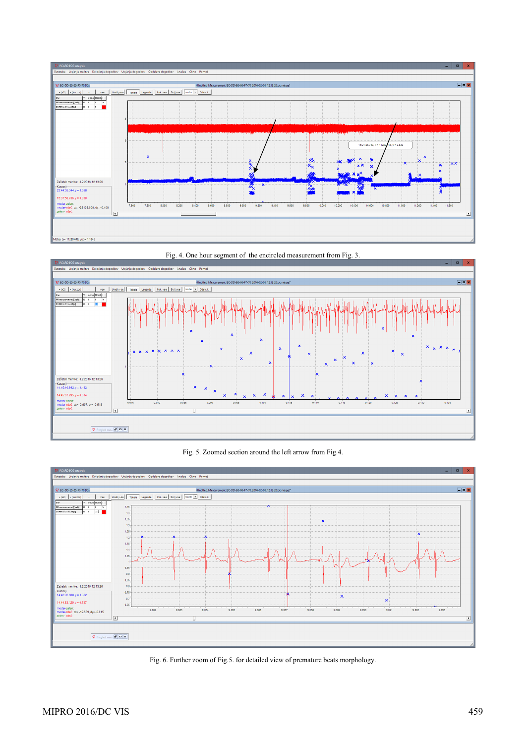Fig. 4. One hour segment of the encircled measurement from Fig. 3.

Fig. 5. Zoomed section around the left arrow from Fig.4.

Fig. 6. Further zoom of Fig.5. for detailed view of premature beats morphology.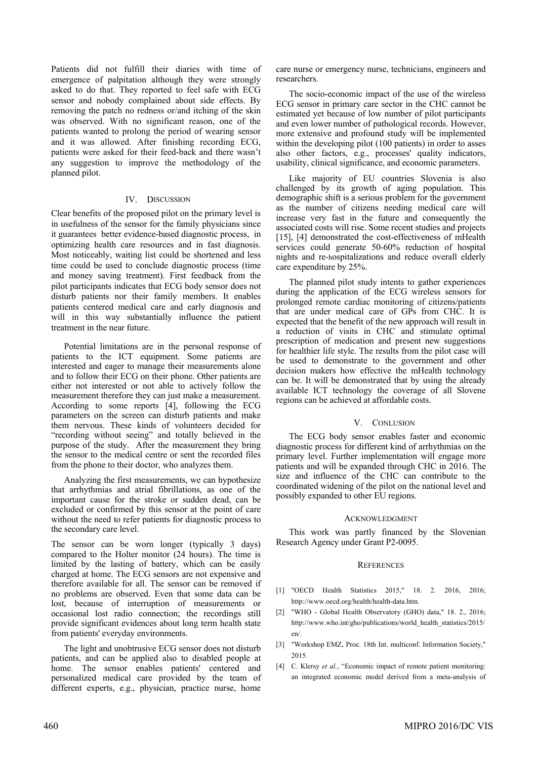Patients did not fulfill their diaries with time of emergence of palpitation although they were strongly asked to do that. They reported to feel safe with ECG sensor and nobody complained about side effects. By removing the patch no redness or/and itching of the skin was observed. With no significant reason, one of the patients wanted to prolong the period of wearing sensor and it was allowed. After finishing recording ECG, patients were asked for their feed-back and there wasn't any suggestion to improve the methodology of the planned pilot.

## IV. Discussion

Clear benefits of the proposed pilot on the primary level is in usefulness of the sensor for the family physicians since it guarantees better evidence-based diagnostic process, in optimizing health care resources and in fast diagnosis. Most noticeably, waiting list could be shortened and less time could be used to conclude diagnostic process (time and money saving treatment). First feedback from the pilot participants indicates that ECG body sensor does not disturb patients nor their family members. It enables patients centered medical care and early diagnosis and will in this way substantially influence the patient treatment in the near future.

Potential limitations are in the personal response of patients to the ICT equipment. Some patients are interested and eager to manage their measurements alone and to follow their ECG on their phone. Other patients are either not interested or not able to actively follow the measurement therefore they can just make a measurement. According to some reports [4], following the ECG parameters on the screen can disturb patients and make them nervous. These kinds of volunteers decided for "recording without seeing" and totally believed in the purpose of the study. After the measurement they bring the sensor to the medical centre or sent the recorded files from the phone to their doctor, who analyzes them.

Analyzing the first measurements, we can hypothesize that arrhythmias and atrial fibrillations, as one of the important cause for the stroke or sudden dead, can be excluded or confirmed by this sensor at the point of care without the need to refer patients for diagnostic process to the secondary care level.

The sensor can be worn longer (typically 3 days) compared to the Holter monitor (24 hours). The time is limited by the lasting of battery, which can be easily charged at home. The ECG sensors are not expensive and therefore available for all. The sensor can be removed if no problems are observed. Even that some data can be lost, because of interruption of measurements or occasional lost radio connection; the recordings still provide significant evidences about long term health state from patients' everyday environments.

The light and unobtrusive ECG sensor does not disturb patients, and can be applied also to disabled people at home. The sensor enables patients' centered and personalized medical care provided by the team of different experts, e.g., physician, practice nurse, home care nurse or emergency nurse, technicians, engineers and researchers.

The socio-economic impact of the use of the wireless ECG sensor in primary care sector in the CHC cannot be estimated yet because of low number of pilot participants and even lower number of pathological records. However, more extensive and profound study will be implemented within the developing pilot (100 patients) in order to asses also other factors, e.g., processes' quality indicators, usability, clinical significance, and economic parameters.

Like majority of EU countries Slovenia is also challenged by its growth of aging population. This demographic shift is a serious problem for the government as the number of citizens needing medical care will increase very fast in the future and consequently the associated costs will rise. Some recent studies and projects [15], [4] demonstrated the cost-effectiveness of mHealth services could generate 50-60% reduction of hospital nights and re-hospitalizations and reduce overall elderly care expenditure by 25%.

The planned pilot study intents to gather experiences during the application of the ECG wireless sensors for prolonged remote cardiac monitoring of citizens/patients that are under medical care of GPs from CHC. It is expected that the benefit of the new approach will result in a reduction of visits in CHC and stimulate optimal prescription of medication and present new suggestions for healthier life style. The results from the pilot case will be used to demonstrate to the government and other decision makers how effective the mHealth technology can be. It will be demonstrated that by using the already available ICT technology the coverage of all Slovene regions can be achieved at affordable costs.

## V. Conlusion

The ECG body sensor enables faster and economic diagnostic process for different kind of arrhythmias on the primary level. Further implementation will engage more patients and will be expanded through CHC in 2016. The size and influence of the CHC can contribute to the coordinated widening of the pilot on the national level and possibly expanded to other EU regions.

## Acknowledgment

This work was partly financed by the Slovenian Research Agency under Grant P2-0095.

## References

[1] "OECD Health Statistics 2015," 18. 2. 2016, 2016; http://www.oecd.org/health/health-data.htm.

[2] "WHO - Global Health Observatory (GHO) data," 18. 2., 2016; http://www.who.int/gho/publications/world_health_statistics/2015/en/.

[3] "Workshop EMZ, Proc. 18th Int. multiconf. Information Society," 2015.

[4] C. Klersy *et al.*, "Economic impact of remote patient monitoring: an integrated economic model derived from a meta-analysis of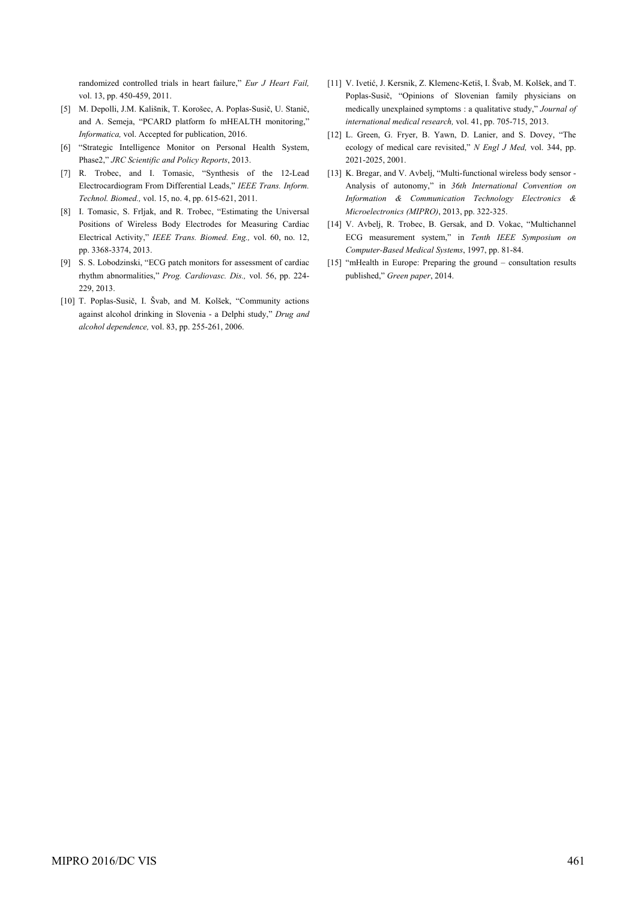randomized controlled trials in heart failure," *Eur J Heart Fail,* vol. 13, pp. 450-459, 2011.

[5] M. Depolli, J.M. Kališnik, T. Korošec, A. Poplas-Susič, U. Stanič, and A. Semeja, "PCARD platform fo mHEALTH monitoring," *Informatica,* vol. Accepted for publication, 2016.

[6] "Strategic Intelligence Monitor on Personal Health System, Phase2," *JRC Scientific and Policy Reports*, 2013.

[7] R. Trobec, and I. Tomasic, "Synthesis of the 12-Lead Electrocardiogram From Differential Leads," *IEEE Trans. Inform. Technol. Biomed.,* vol. 15, no. 4, pp. 615-621, 2011.

[8] I. Tomasic, S. Frljak, and R. Trobec, "Estimating the Universal Positions of Wireless Body Electrodes for Measuring Cardiac Electrical Activity," *IEEE Trans. Biomed. Eng.,* vol. 60, no. 12, pp. 3368-3374, 2013.

[9] S. S. Lobodzinski, "ECG patch monitors for assessment of cardiac rhythm abnormalities," *Prog. Cardiovasc. Dis.,* vol. 56, pp. 224-229, 2013.

[10] T. Poplas-Susič, I. Švab, and M. Kolšek, "Community actions against alcohol drinking in Slovenia - a Delphi study," *Drug and alcohol dependence,* vol. 83, pp. 255-261, 2006.

[11] V. Ivetić, J. Kersnik, Z. Klemenc-Ketiš, I. Švab, M. Kolšek, and T. Poplas-Susič, "Opinions of Slovenian family physicians on medically unexplained symptoms : a qualitative study," *Journal of international medical research,* vol. 41, pp. 705-715, 2013.

[12] L. Green, G. Fryer, B. Yawn, D. Lanier, and S. Dovey, "The ecology of medical care revisited," *N Engl J Med,* vol. 344, pp. 2021-2025, 2001.

[13] K. Bregar, and V. Avbelj, "Multi-functional wireless body sensor - Analysis of autonomy," in *36th International Convention on Information & Communication Technology Electronics & Microelectronics (MIPRO)*, 2013, pp. 322-325.

[14] V. Avbelj, R. Trobec, B. Gersak, and D. Vokac, "Multichannel ECG measurement system," in *Tenth IEEE Symposium on Computer-Based Medical Systems*, 1997, pp. 81-84.

[15] "mHealth in Europe: Preparing the ground – consultation results published," *Green paper*, 2014.